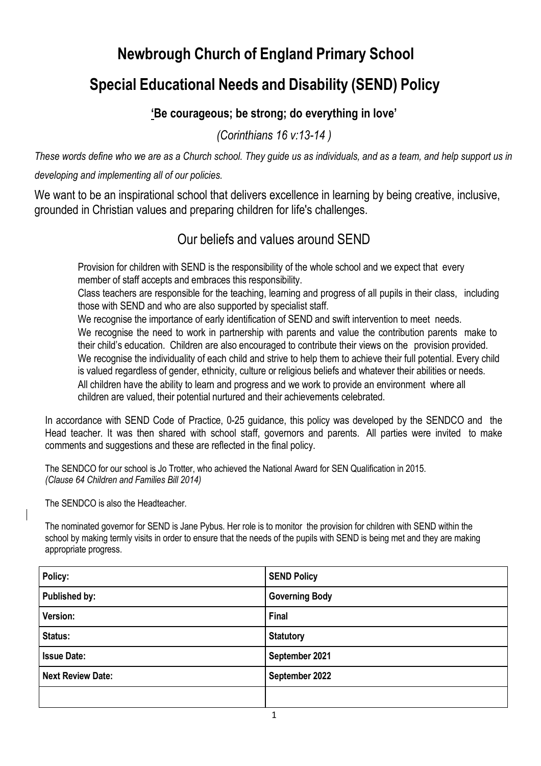# Newbrough Church of England Primary School

# Special Educational Needs and Disability (SEND) Policy

### 'Be courageous; be strong; do everything in love'

*(Corinthians 16 v:13-14 )*

*These words define who we are as a Church school. They guide us as individuals, and as a team, and help support us in developing and implementing all of our policies.*

We want to be an inspirational school that delivers excellence in learning by being creative, inclusive, grounded in Christian values and preparing children for life's challenges.

## Our beliefs and values around SEND

Provision for children with SEND is the responsibility of the whole school and we expect that every member of staff accepts and embraces this responsibility.

Class teachers are responsible for the teaching, learning and progress of all pupils in their class, including those with SEND and who are also supported by specialist staff.

We recognise the importance of early identification of SEND and swift intervention to meet needs.

We recognise the need to work in partnership with parents and value the contribution parents make to their child's education. Children are also encouraged to contribute their views on the provision provided.

We recognise the individuality of each child and strive to help them to achieve their full potential. Every child is valued regardless of gender, ethnicity, culture or religious beliefs and whatever their abilities or needs.

All children have the ability to learn and progress and we work to provide an environment where all children are valued, their potential nurtured and their achievements celebrated.

In accordance with SEND Code of Practice, 0-25 guidance, this policy was developed by the SENDCO and the Head teacher. It was then shared with school staff, governors and parents. All parties were invited to make comments and suggestions and these are reflected in the final policy.

The SENDCO for our school is Jo Trotter, who achieved the National Award for SEN Qualification in 2015.
*(Clause 64 Children and Families Bill 2014)*

The SENDCO is also the Headteacher.

The nominated governor for SEND is Jane Pybus. Her role is to monitor the provision for children with SEND within the school by making termly visits in order to ensure that the needs of the pupils with SEND is being met and they are making appropriate progress.

| Policy: | SEND Policy |
|---|---|
| Published by: | Governing Body |
| Version: | Final |
| Status: | Statutory |
| Issue Date: | September 2021 |
| Next Review Date: | September 2022 |
| | |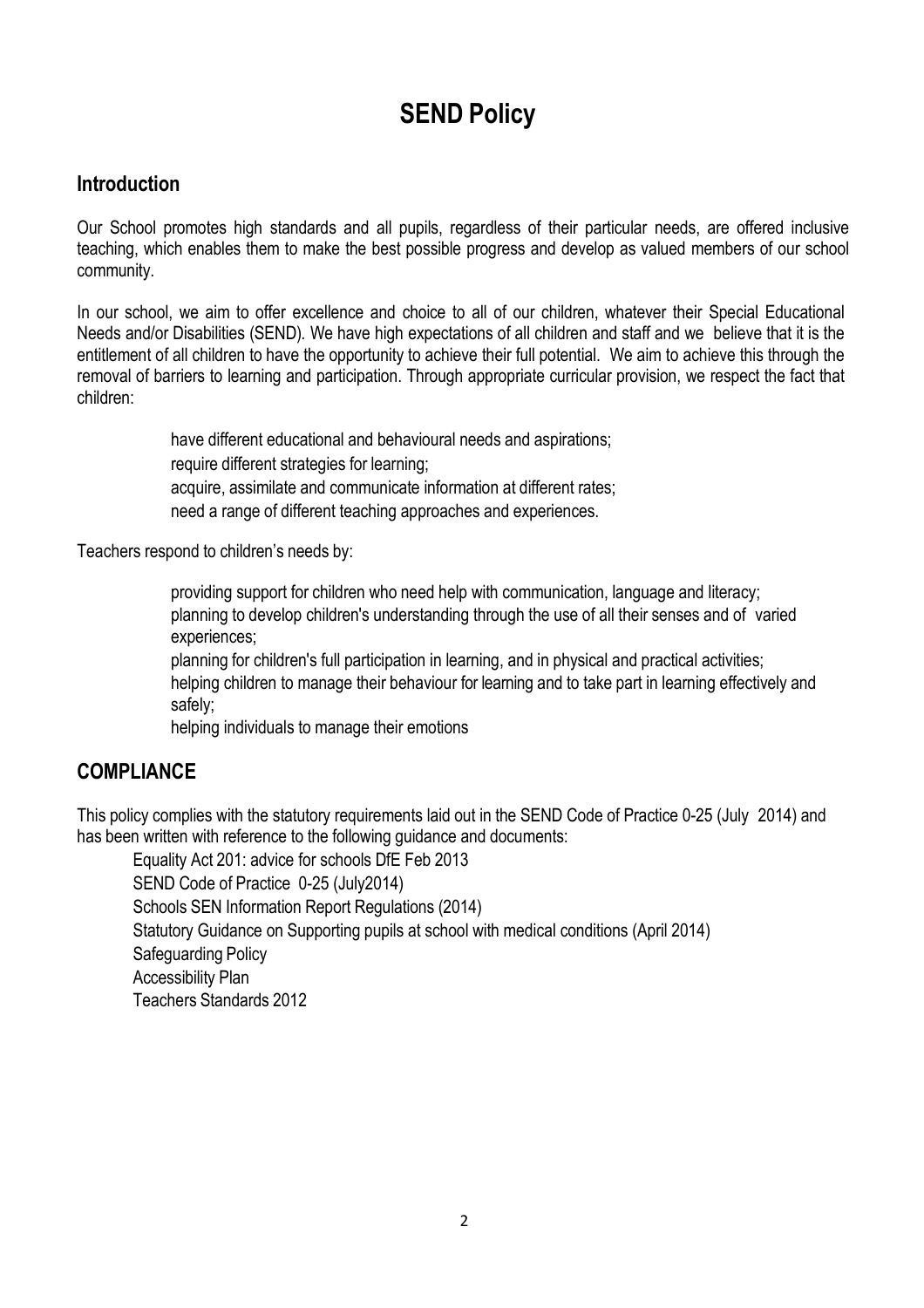# SEND Policy

## Introduction

Our School promotes high standards and all pupils, regardless of their particular needs, are offered inclusive teaching, which enables them to make the best possible progress and develop as valued members of our school community.

In our school, we aim to offer excellence and choice to all of our children, whatever their Special Educational Needs and/or Disabilities (SEND). We have high expectations of all children and staff and we believe that it is the entitlement of all children to have the opportunity to achieve their full potential. We aim to achieve this through the removal of barriers to learning and participation. Through appropriate curricular provision, we respect the fact that children:

- have different educational and behavioural needs and aspirations;
- require different strategies for learning;
- acquire, assimilate and communicate information at different rates;
- need a range of different teaching approaches and experiences.

Teachers respond to children's needs by:

- providing support for children who need help with communication, language and literacy;
- planning to develop children's understanding through the use of all their senses and of varied experiences;
- planning for children's full participation in learning, and in physical and practical activities;
- helping children to manage their behaviour for learning and to take part in learning effectively and safely;
- helping individuals to manage their emotions

## COMPLIANCE

This policy complies with the statutory requirements laid out in the SEND Code of Practice 0-25 (July 2014) and has been written with reference to the following guidance and documents:

- Equality Act 201: advice for schools DfE Feb 2013
- SEND Code of Practice 0-25 (July2014)
- Schools SEN Information Report Regulations (2014)
- Statutory Guidance on Supporting pupils at school with medical conditions (April 2014)
- Safeguarding Policy
- Accessibility Plan
- Teachers Standards 2012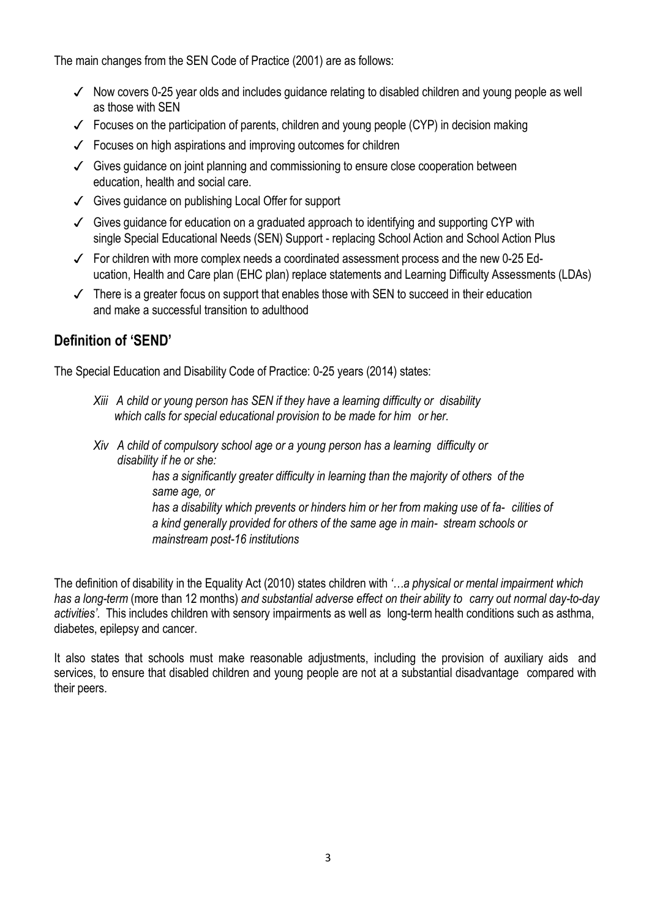The main changes from the SEN Code of Practice (2001) are as follows:

- ✓ Now covers 0-25 year olds and includes guidance relating to disabled children and young people as well as those with SEN
- ✓ Focuses on the participation of parents, children and young people (CYP) in decision making
- ✓ Focuses on high aspirations and improving outcomes for children
- ✓ Gives guidance on joint planning and commissioning to ensure close cooperation between education, health and social care.
- ✓ Gives guidance on publishing Local Offer for support
- ✓ Gives guidance for education on a graduated approach to identifying and supporting CYP with single Special Educational Needs (SEN) Support - replacing School Action and School Action Plus
- ✓ For children with more complex needs a coordinated assessment process and the new 0-25 Education, Health and Care plan (EHC plan) replace statements and Learning Difficulty Assessments (LDAs)
- ✓ There is a greater focus on support that enables those with SEN to succeed in their education and make a successful transition to adulthood

## Definition of 'SEND'

The Special Education and Disability Code of Practice: 0-25 years (2014) states:

*Xiii A child or young person has SEN if they have a learning difficulty or disability which calls for special educational provision to be made for him or her.*

*Xiv A child of compulsory school age or a young person has a learning difficulty or disability if he or she:*

> *has a significantly greater difficulty in learning than the majority of others of the same age, or*
>
> *has a disability which prevents or hinders him or her from making use of facilities of a kind generally provided for others of the same age in mainstream schools or mainstream post-16 institutions*

The definition of disability in the Equality Act (2010) states children with *'…a physical or mental impairment which has a long-term* (more than 12 months) *and substantial adverse effect on their ability to carry out normal day-to-day activities'.* This includes children with sensory impairments as well as long-term health conditions such as asthma, diabetes, epilepsy and cancer.

It also states that schools must make reasonable adjustments, including the provision of auxiliary aids and services, to ensure that disabled children and young people are not at a substantial disadvantage compared with their peers.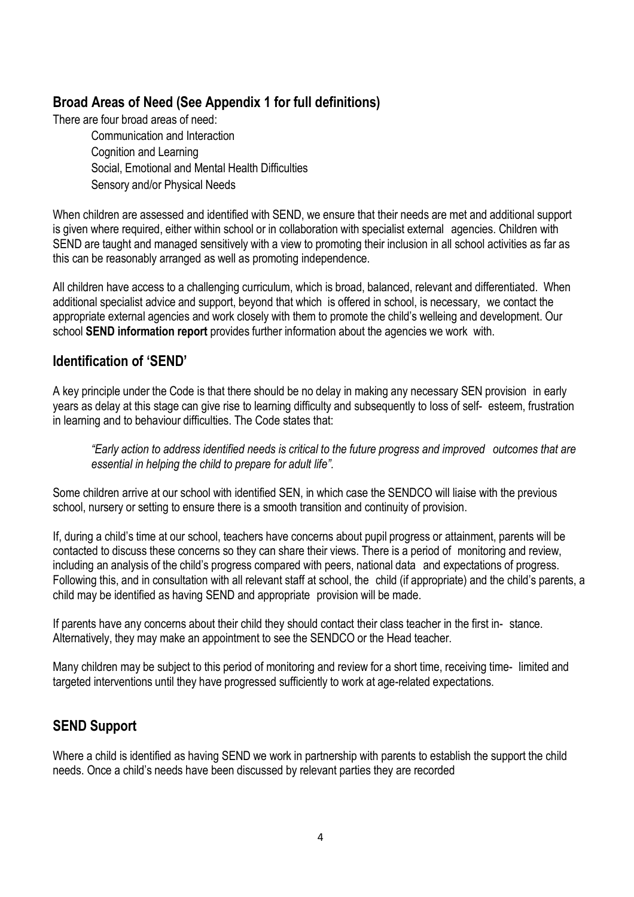## Broad Areas of Need (See Appendix 1 for full definitions)

There are four broad areas of need:

- Communication and Interaction
- Cognition and Learning
- Social, Emotional and Mental Health Difficulties
- Sensory and/or Physical Needs

When children are assessed and identified with SEND, we ensure that their needs are met and additional support is given where required, either within school or in collaboration with specialist external agencies. Children with SEND are taught and managed sensitively with a view to promoting their inclusion in all school activities as far as this can be reasonably arranged as well as promoting independence.

All children have access to a challenging curriculum, which is broad, balanced, relevant and differentiated. When additional specialist advice and support, beyond that which is offered in school, is necessary, we contact the appropriate external agencies and work closely with them to promote the child's welleing and development. Our school **SEND information report** provides further information about the agencies we work with.

## Identification of 'SEND'

A key principle under the Code is that there should be no delay in making any necessary SEN provision in early years as delay at this stage can give rise to learning difficulty and subsequently to loss of self- esteem, frustration in learning and to behaviour difficulties. The Code states that:

> *"Early action to address identified needs is critical to the future progress and improved outcomes that are essential in helping the child to prepare for adult life".*

Some children arrive at our school with identified SEN, in which case the SENDCO will liaise with the previous school, nursery or setting to ensure there is a smooth transition and continuity of provision.

If, during a child's time at our school, teachers have concerns about pupil progress or attainment, parents will be contacted to discuss these concerns so they can share their views. There is a period of monitoring and review, including an analysis of the child's progress compared with peers, national data and expectations of progress. Following this, and in consultation with all relevant staff at school, the child (if appropriate) and the child's parents, a child may be identified as having SEND and appropriate provision will be made.

If parents have any concerns about their child they should contact their class teacher in the first in- stance. Alternatively, they may make an appointment to see the SENDCO or the Head teacher.

Many children may be subject to this period of monitoring and review for a short time, receiving time- limited and targeted interventions until they have progressed sufficiently to work at age-related expectations.

## SEND Support

Where a child is identified as having SEND we work in partnership with parents to establish the support the child needs. Once a child's needs have been discussed by relevant parties they are recorded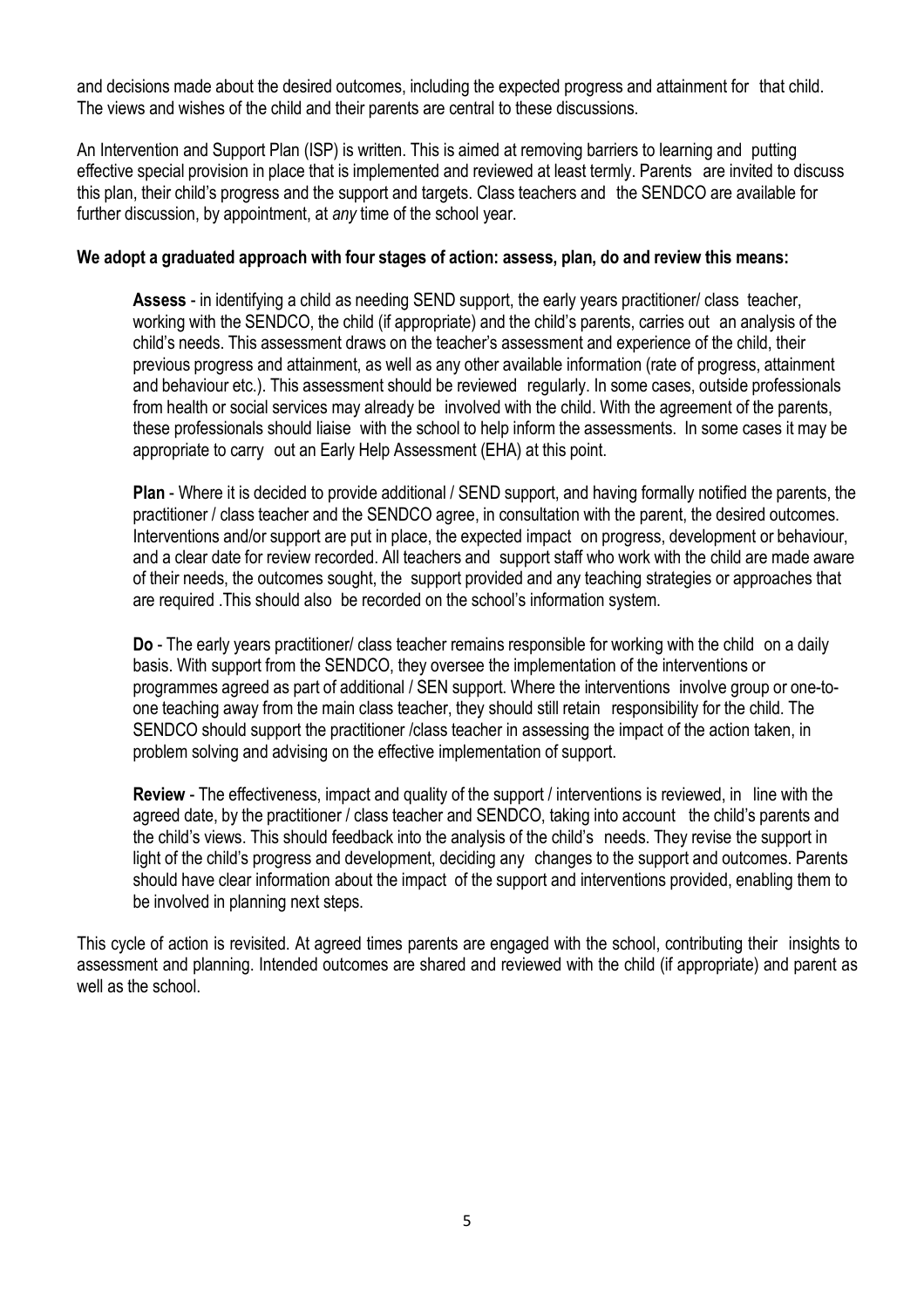and decisions made about the desired outcomes, including the expected progress and attainment for that child. The views and wishes of the child and their parents are central to these discussions.

An Intervention and Support Plan (ISP) is written. This is aimed at removing barriers to learning and putting effective special provision in place that is implemented and reviewed at least termly. Parents are invited to discuss this plan, their child's progress and the support and targets. Class teachers and the SENDCO are available for further discussion, by appointment, at *any* time of the school year.

**We adopt a graduated approach with four stages of action: assess, plan, do and review this means:**

**Assess** - in identifying a child as needing SEND support, the early years practitioner/ class teacher, working with the SENDCO, the child (if appropriate) and the child's parents, carries out an analysis of the child's needs. This assessment draws on the teacher's assessment and experience of the child, their previous progress and attainment, as well as any other available information (rate of progress, attainment and behaviour etc.). This assessment should be reviewed regularly. In some cases, outside professionals from health or social services may already be involved with the child. With the agreement of the parents, these professionals should liaise with the school to help inform the assessments. In some cases it may be appropriate to carry out an Early Help Assessment (EHA) at this point.

**Plan** - Where it is decided to provide additional / SEND support, and having formally notified the parents, the practitioner / class teacher and the SENDCO agree, in consultation with the parent, the desired outcomes. Interventions and/or support are put in place, the expected impact on progress, development or behaviour, and a clear date for review recorded. All teachers and support staff who work with the child are made aware of their needs, the outcomes sought, the support provided and any teaching strategies or approaches that are required .This should also be recorded on the school's information system.

**Do** - The early years practitioner/ class teacher remains responsible for working with the child on a daily basis. With support from the SENDCO, they oversee the implementation of the interventions or programmes agreed as part of additional / SEN support. Where the interventions involve group or one-to-one teaching away from the main class teacher, they should still retain responsibility for the child. The SENDCO should support the practitioner /class teacher in assessing the impact of the action taken, in problem solving and advising on the effective implementation of support.

**Review** - The effectiveness, impact and quality of the support / interventions is reviewed, in line with the agreed date, by the practitioner / class teacher and SENDCO, taking into account the child's parents and the child's views. This should feedback into the analysis of the child's needs. They revise the support in light of the child's progress and development, deciding any changes to the support and outcomes. Parents should have clear information about the impact of the support and interventions provided, enabling them to be involved in planning next steps.

This cycle of action is revisited. At agreed times parents are engaged with the school, contributing their insights to assessment and planning. Intended outcomes are shared and reviewed with the child (if appropriate) and parent as well as the school.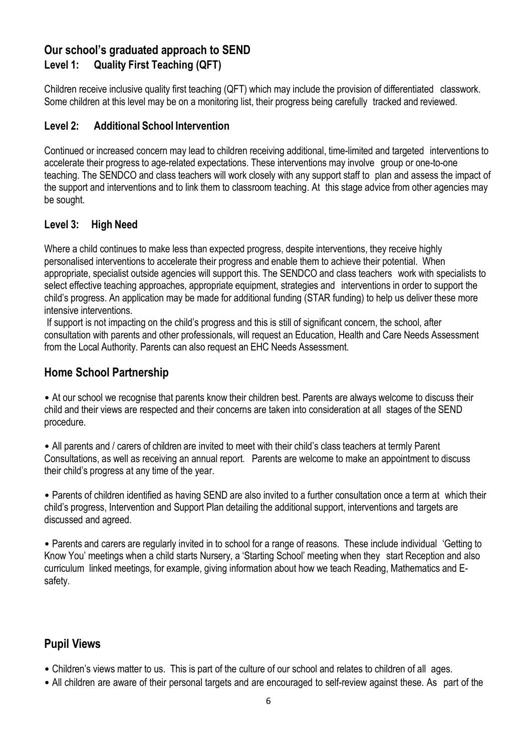## Our school's graduated approach to SEND

### Level 1: Quality First Teaching (QFT)

Children receive inclusive quality first teaching (QFT) which may include the provision of differentiated classwork. Some children at this level may be on a monitoring list, their progress being carefully tracked and reviewed.

### Level 2: Additional School Intervention

Continued or increased concern may lead to children receiving additional, time-limited and targeted interventions to accelerate their progress to age-related expectations. These interventions may involve group or one-to-one teaching. The SENDCO and class teachers will work closely with any support staff to plan and assess the impact of the support and interventions and to link them to classroom teaching. At this stage advice from other agencies may be sought.

### Level 3: High Need

Where a child continues to make less than expected progress, despite interventions, they receive highly personalised interventions to accelerate their progress and enable them to achieve their potential. When appropriate, specialist outside agencies will support this. The SENDCO and class teachers work with specialists to select effective teaching approaches, appropriate equipment, strategies and interventions in order to support the child's progress. An application may be made for additional funding (STAR funding) to help us deliver these more intensive interventions.

If support is not impacting on the child's progress and this is still of significant concern, the school, after consultation with parents and other professionals, will request an Education, Health and Care Needs Assessment from the Local Authority. Parents can also request an EHC Needs Assessment.

## Home School Partnership

- At our school we recognise that parents know their children best. Parents are always welcome to discuss their child and their views are respected and their concerns are taken into consideration at all stages of the SEND procedure.

- All parents and / carers of children are invited to meet with their child's class teachers at termly Parent Consultations, as well as receiving an annual report. Parents are welcome to make an appointment to discuss their child's progress at any time of the year.

- Parents of children identified as having SEND are also invited to a further consultation once a term at which their child's progress, Intervention and Support Plan detailing the additional support, interventions and targets are discussed and agreed.

- Parents and carers are regularly invited in to school for a range of reasons. These include individual 'Getting to Know You' meetings when a child starts Nursery, a 'Starting School' meeting when they start Reception and also curriculum linked meetings, for example, giving information about how we teach Reading, Mathematics and E-safety.

## Pupil Views

- Children's views matter to us. This is part of the culture of our school and relates to children of all ages.
- All children are aware of their personal targets and are encouraged to self-review against these. As part of the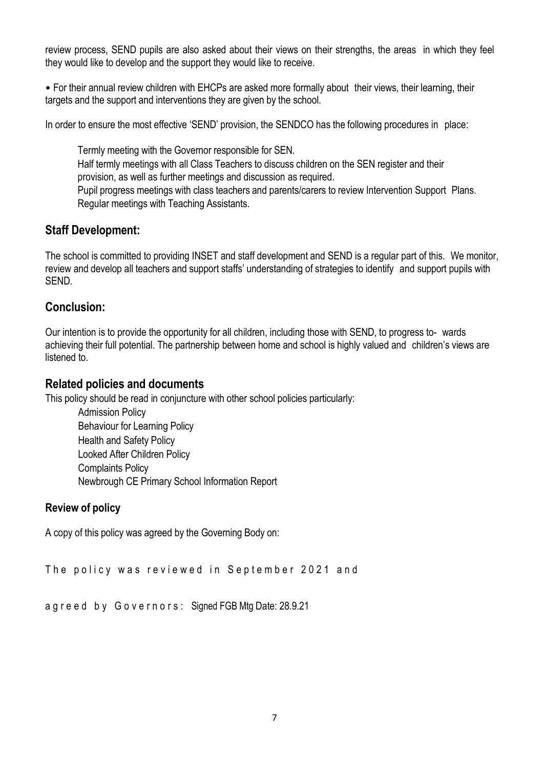review process, SEND pupils are also asked about their views on their strengths, the areas in which they feel they would like to develop and the support they would like to receive.

• For their annual review children with EHCPs are asked more formally about their views, their learning, their targets and the support and interventions they are given by the school.

In order to ensure the most effective 'SEND' provision, the SENDCO has the following procedures in place:

Termly meeting with the Governor responsible for SEN.
Half termly meetings with all Class Teachers to discuss children on the SEN register and their provision, as well as further meetings and discussion as required.
Pupil progress meetings with class teachers and parents/carers to review Intervention Support Plans.
Regular meetings with Teaching Assistants.

## Staff Development:

The school is committed to providing INSET and staff development and SEND is a regular part of this. We monitor, review and develop all teachers and support staffs' understanding of strategies to identify and support pupils with SEND.

## Conclusion:

Our intention is to provide the opportunity for all children, including those with SEND, to progress to- wards achieving their full potential. The partnership between home and school is highly valued and children's views are listened to.

## Related policies and documents

This policy should be read in conjuncture with other school policies particularly:

Admission Policy
Behaviour for Learning Policy
Health and Safety Policy
Looked After Children Policy
Complaints Policy
Newbrough CE Primary School Information Report

### Review of policy

A copy of this policy was agreed by the Governing Body on:

The policy was reviewed in September 2021 and

agreed by Governors: Signed FGB Mtg Date: 28.9.21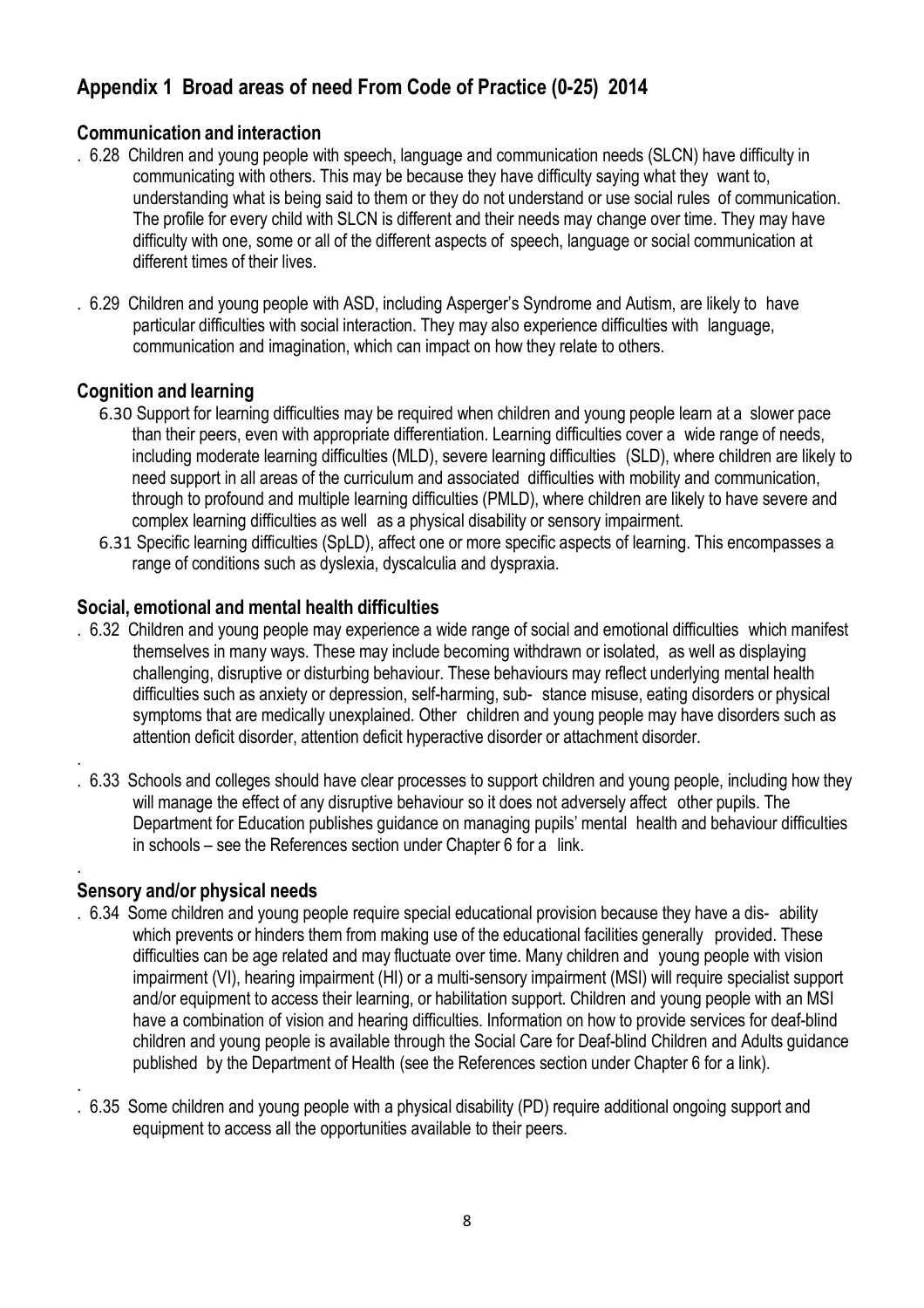## Appendix 1 Broad areas of need From Code of Practice (0-25) 2014

### Communication and interaction

6.28 Children and young people with speech, language and communication needs (SLCN) have difficulty in communicating with others. This may be because they have difficulty saying what they want to, understanding what is being said to them or they do not understand or use social rules of communication. The profile for every child with SLCN is different and their needs may change over time. They may have difficulty with one, some or all of the different aspects of speech, language or social communication at different times of their lives.

6.29 Children and young people with ASD, including Asperger's Syndrome and Autism, are likely to have particular difficulties with social interaction. They may also experience difficulties with language, communication and imagination, which can impact on how they relate to others.

### Cognition and learning

6.30 Support for learning difficulties may be required when children and young people learn at a slower pace than their peers, even with appropriate differentiation. Learning difficulties cover a wide range of needs, including moderate learning difficulties (MLD), severe learning difficulties (SLD), where children are likely to need support in all areas of the curriculum and associated difficulties with mobility and communication, through to profound and multiple learning difficulties (PMLD), where children are likely to have severe and complex learning difficulties as well as a physical disability or sensory impairment.

6.31 Specific learning difficulties (SpLD), affect one or more specific aspects of learning. This encompasses a range of conditions such as dyslexia, dyscalculia and dyspraxia.

### Social, emotional and mental health difficulties

6.32 Children and young people may experience a wide range of social and emotional difficulties which manifest themselves in many ways. These may include becoming withdrawn or isolated, as well as displaying challenging, disruptive or disturbing behaviour. These behaviours may reflect underlying mental health difficulties such as anxiety or depression, self-harming, sub- stance misuse, eating disorders or physical symptoms that are medically unexplained. Other children and young people may have disorders such as attention deficit disorder, attention deficit hyperactive disorder or attachment disorder.

6.33 Schools and colleges should have clear processes to support children and young people, including how they will manage the effect of any disruptive behaviour so it does not adversely affect other pupils. The Department for Education publishes guidance on managing pupils' mental health and behaviour difficulties in schools – see the References section under Chapter 6 for a link.

### Sensory and/or physical needs

6.34 Some children and young people require special educational provision because they have a dis- ability which prevents or hinders them from making use of the educational facilities generally provided. These difficulties can be age related and may fluctuate over time. Many children and young people with vision impairment (VI), hearing impairment (HI) or a multi-sensory impairment (MSI) will require specialist support and/or equipment to access their learning, or habilitation support. Children and young people with an MSI have a combination of vision and hearing difficulties. Information on how to provide services for deaf-blind children and young people is available through the Social Care for Deaf-blind Children and Adults guidance published by the Department of Health (see the References section under Chapter 6 for a link).

6.35 Some children and young people with a physical disability (PD) require additional ongoing support and equipment to access all the opportunities available to their peers.